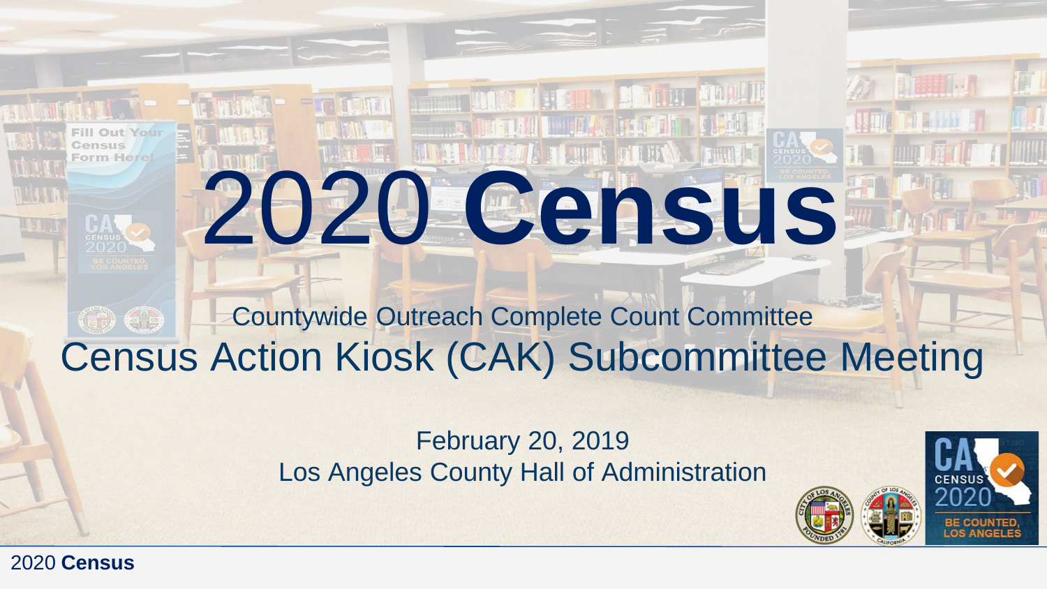# 2020 **Census**

Countywide Outreach Complete Count Committee

## Census Action Kiosk (CAK) Subcommittee Meeting

February 20, 2019

Los Angeles County Hall of Administration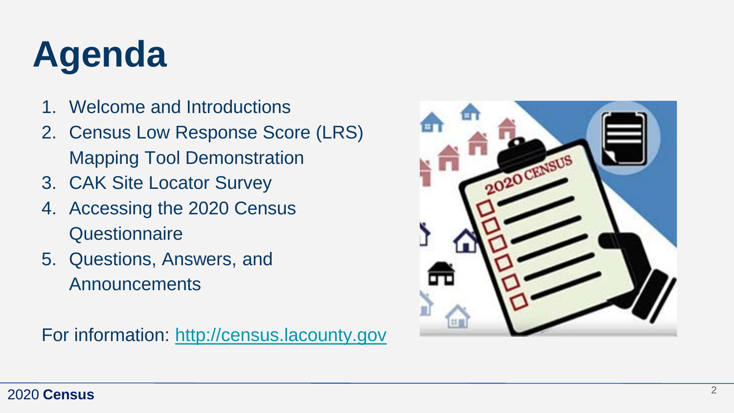# Agenda

1. Welcome and Introductions
2. Census Low Response Score (LRS) Mapping Tool Demonstration
3. CAK Site Locator Survey
4. Accessing the 2020 Census Questionnaire
5. Questions, Answers, and Announcements

For information: [http://census.lacounty.gov](http://census.lacounty.gov)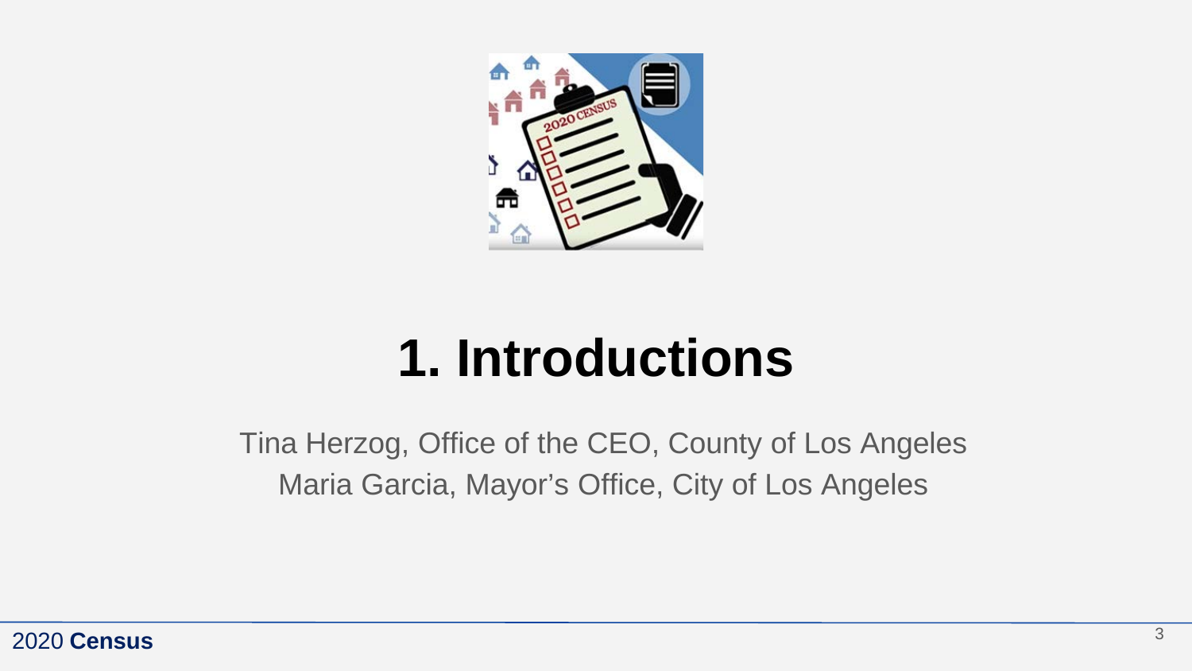# 1. Introductions

Tina Herzog, Office of the CEO, County of Los Angeles

Maria Garcia, Mayor's Office, City of Los Angeles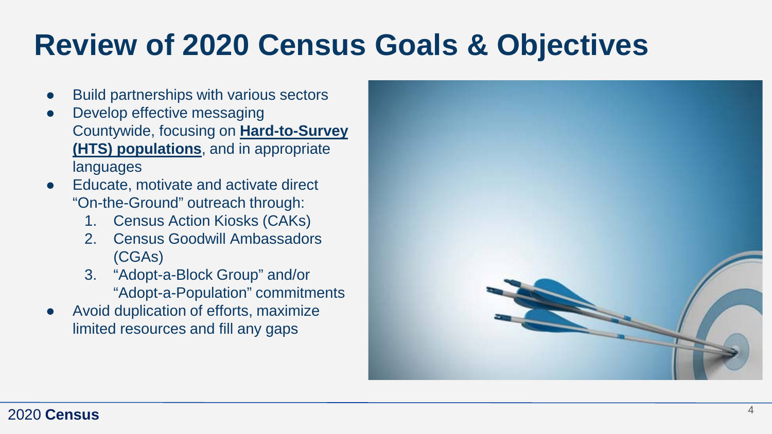# Review of 2020 Census Goals & Objectives

- Build partnerships with various sectors
- Develop effective messaging Countywide, focusing on **Hard-to-Survey (HTS) populations**, and in appropriate languages
- Educate, motivate and activate direct "On-the-Ground" outreach through:
  1. Census Action Kiosks (CAKs)
  2. Census Goodwill Ambassadors (CGAs)
  3. "Adopt-a-Block Group" and/or "Adopt-a-Population" commitments
- Avoid duplication of efforts, maximize limited resources and fill any gaps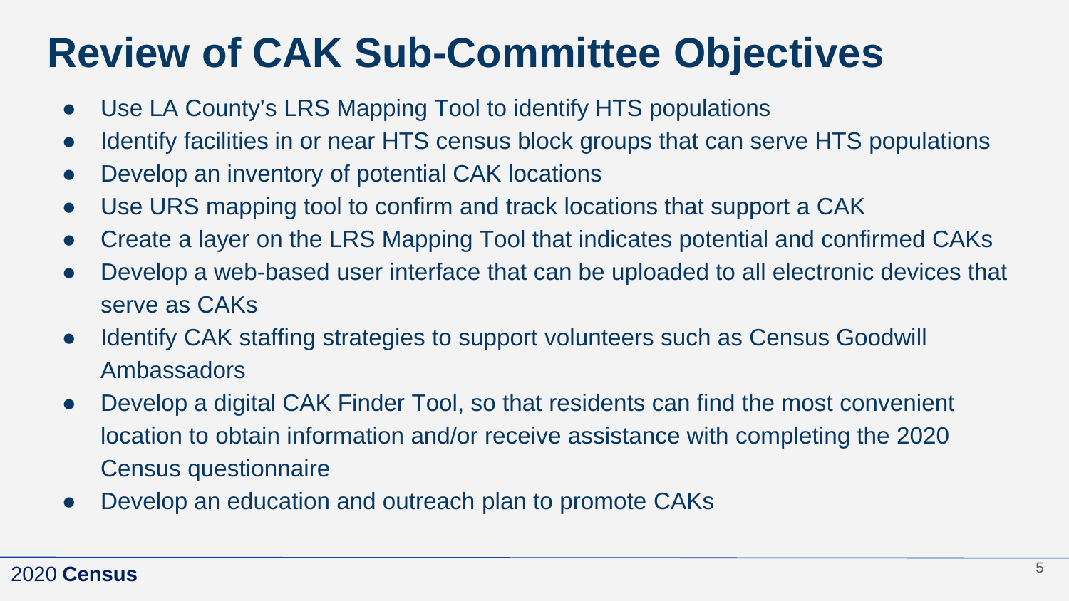# Review of CAK Sub-Committee Objectives

- Use LA County's LRS Mapping Tool to identify HTS populations
- Identify facilities in or near HTS census block groups that can serve HTS populations
- Develop an inventory of potential CAK locations
- Use URS mapping tool to confirm and track locations that support a CAK
- Create a layer on the LRS Mapping Tool that indicates potential and confirmed CAKs
- Develop a web-based user interface that can be uploaded to all electronic devices that serve as CAKs
- Identify CAK staffing strategies to support volunteers such as Census Goodwill Ambassadors
- Develop a digital CAK Finder Tool, so that residents can find the most convenient location to obtain information and/or receive assistance with completing the 2020 Census questionnaire
- Develop an education and outreach plan to promote CAKs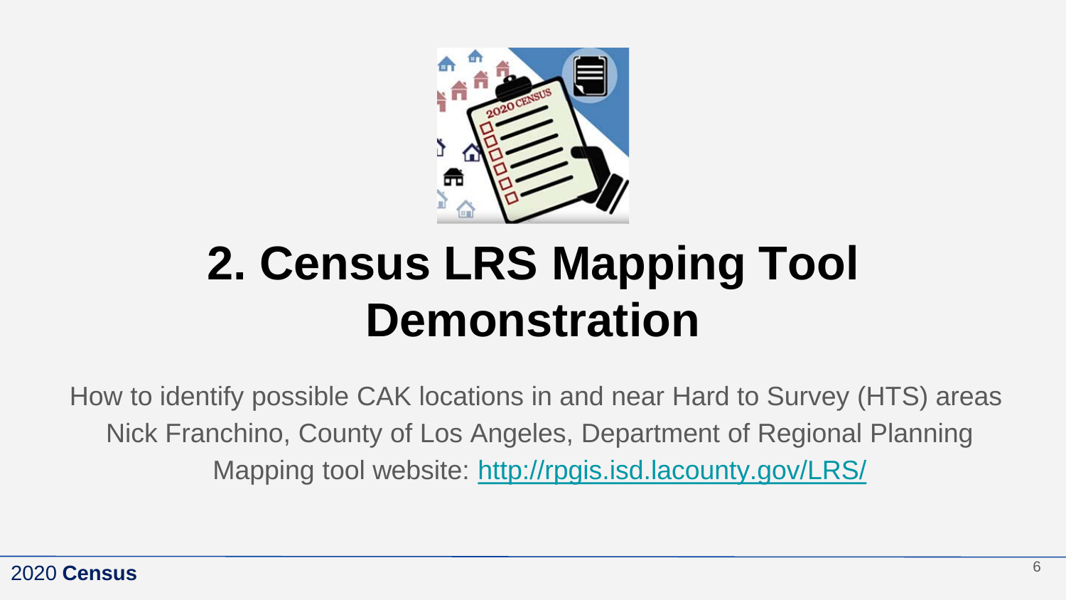# 2. Census LRS Mapping Tool Demonstration

How to identify possible CAK locations in and near Hard to Survey (HTS) areas

Nick Franchino, County of Los Angeles, Department of Regional Planning

Mapping tool website: [http://rpgis.isd.lacounty.gov/LRS/](http://rpgis.isd.lacounty.gov/LRS/)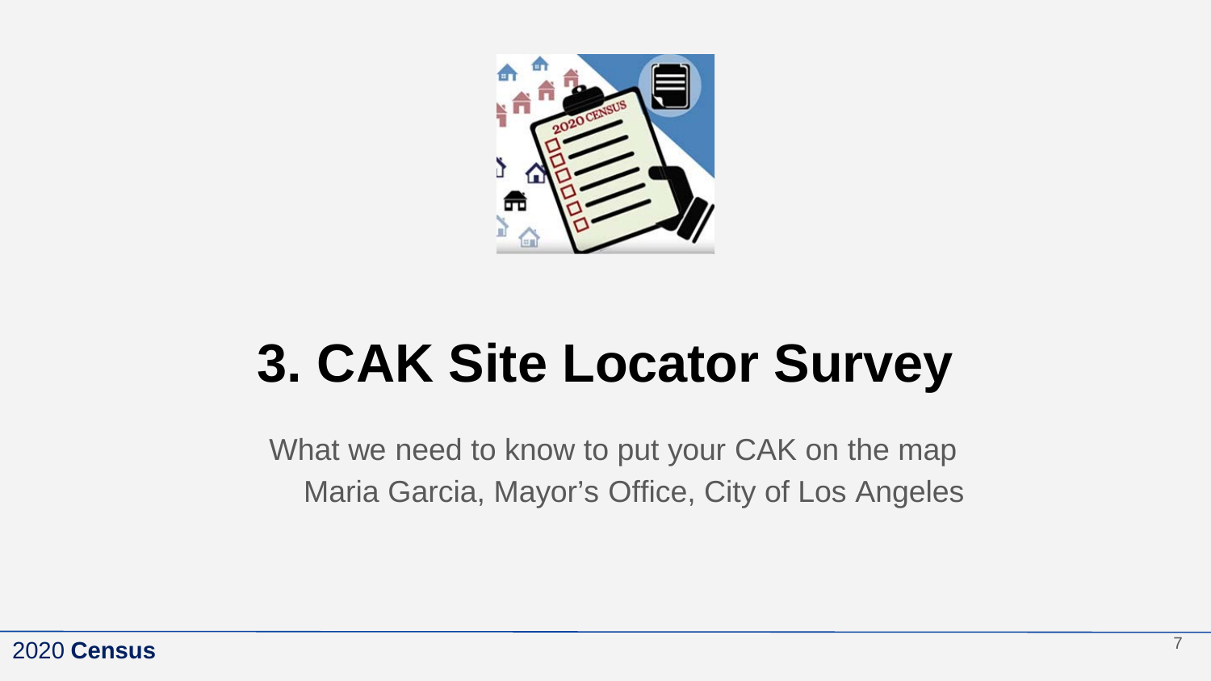# 3. CAK Site Locator Survey

What we need to know to put your CAK on the map

Maria Garcia, Mayor’s Office, City of Los Angeles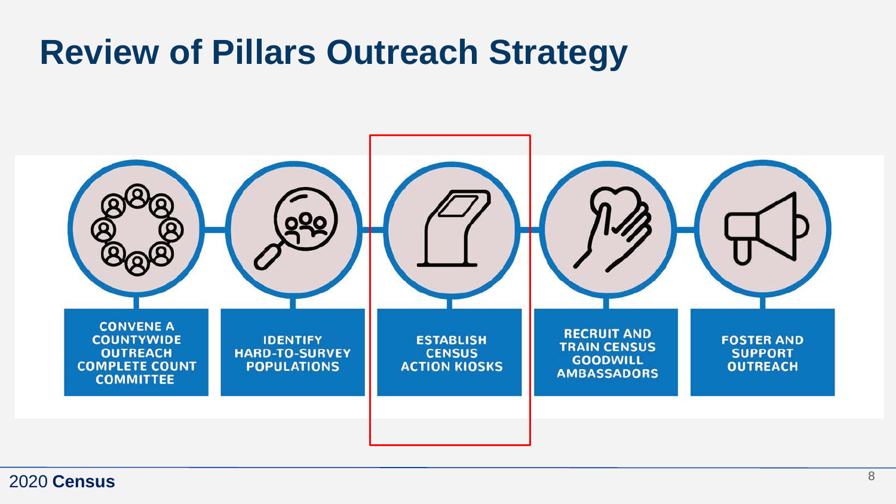# Review of Pillars Outreach Strategy

- CONVENE A COUNTYWIDE OUTREACH COMPLETE COUNT COMMITTEE
- IDENTIFY HARD-TO-SURVEY POPULATIONS
- ESTABLISH CENSUS ACTION KIOSKS
- RECRUIT AND TRAIN CENSUS GOODWILL AMBASSADORS
- FOSTER AND SUPPORT OUTREACH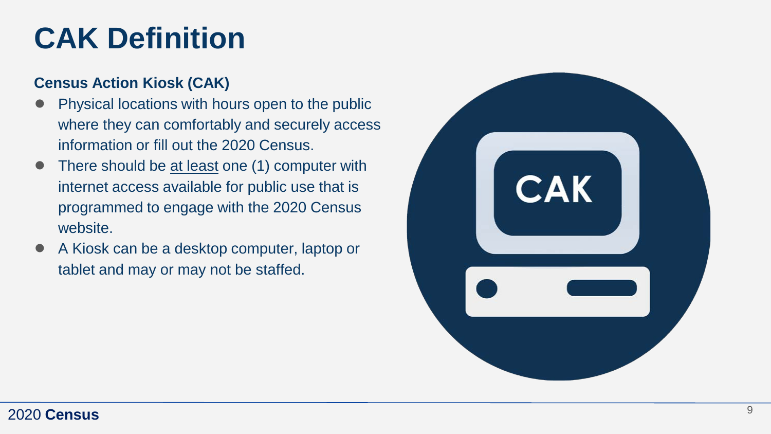# CAK Definition

**Census Action Kiosk (CAK)**

- Physical locations with hours open to the public where they can comfortably and securely access information or fill out the 2020 Census.
- There should be <u>at least</u> one (1) computer with internet access available for public use that is programmed to engage with the 2020 Census website.
- A Kiosk can be a desktop computer, laptop or tablet and may or may not be staffed.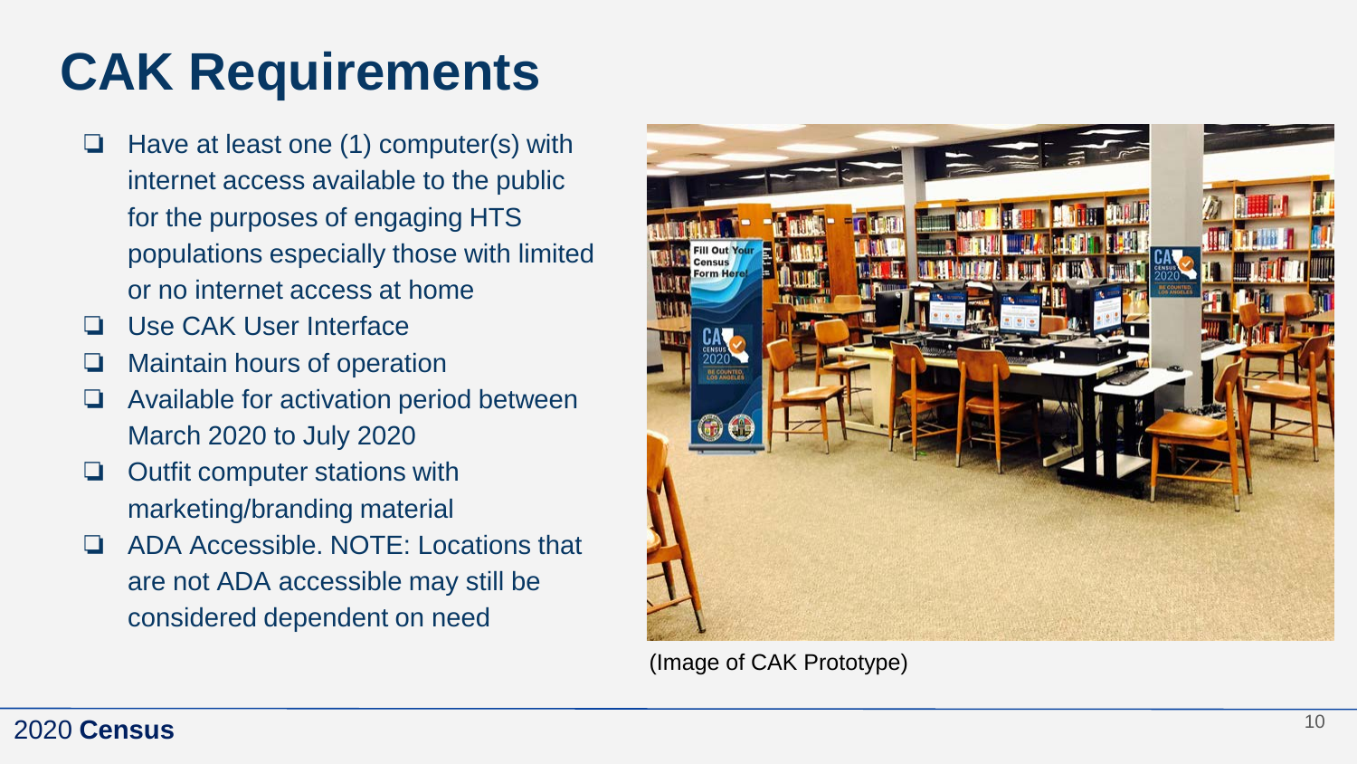# CAK Requirements

- Have at least one (1) computer(s) with internet access available to the public for the purposes of engaging HTS populations especially those with limited or no internet access at home
- Use CAK User Interface
- Maintain hours of operation
- Available for activation period between March 2020 to July 2020
- Outfit computer stations with marketing/branding material
- ADA Accessible. NOTE: Locations that are not ADA accessible may still be considered dependent on need

(Image of CAK Prototype)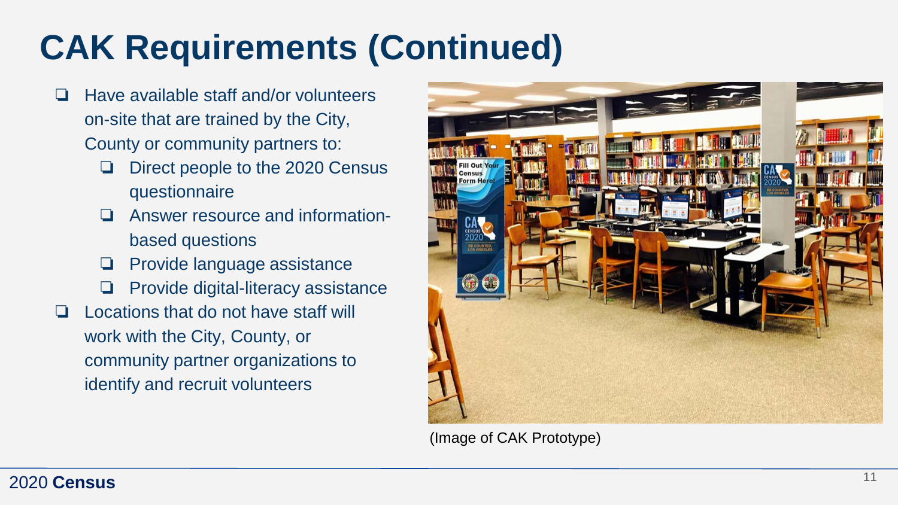# CAK Requirements (Continued)

- Have available staff and/or volunteers on-site that are trained by the City, County or community partners to:
  - Direct people to the 2020 Census questionnaire
  - Answer resource and information-based questions
  - Provide language assistance
  - Provide digital-literacy assistance
- Locations that do not have staff will work with the City, County, or community partner organizations to identify and recruit volunteers

(Image of CAK Prototype)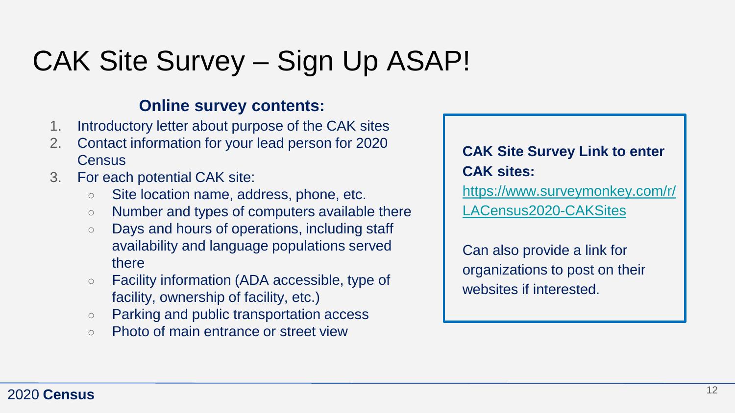# CAK Site Survey – Sign Up ASAP!

**Online survey contents:**

1. Introductory letter about purpose of the CAK sites
2. Contact information for your lead person for 2020 Census
3. For each potential CAK site:
   - Site location name, address, phone, etc.
   - Number and types of computers available there
   - Days and hours of operations, including staff availability and language populations served there
   - Facility information (ADA accessible, type of facility, ownership of facility, etc.)
   - Parking and public transportation access
   - Photo of main entrance or street view

**CAK Site Survey Link to enter CAK sites:**
https://www.surveymonkey.com/r/LACensus2020-CAKSites

Can also provide a link for organizations to post on their websites if interested.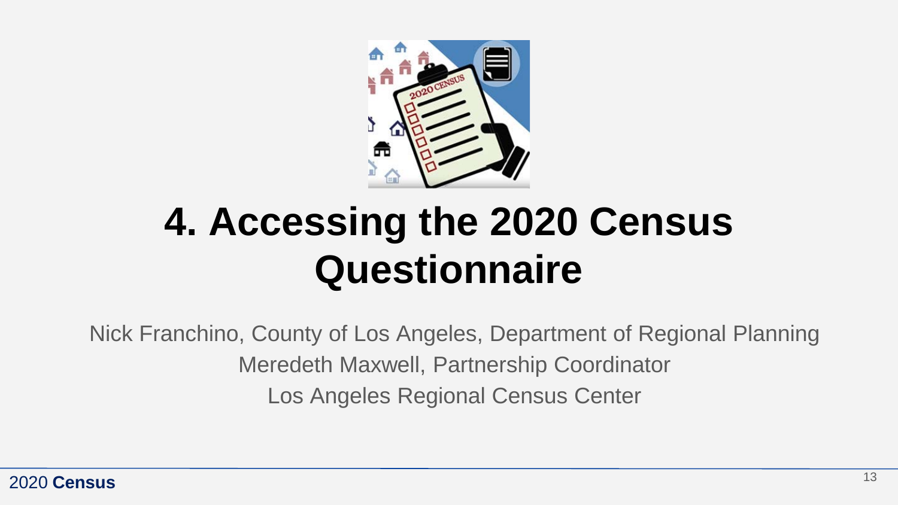# 4. Accessing the 2020 Census Questionnaire

Nick Franchino, County of Los Angeles, Department of Regional Planning

Meredeth Maxwell, Partnership Coordinator

Los Angeles Regional Census Center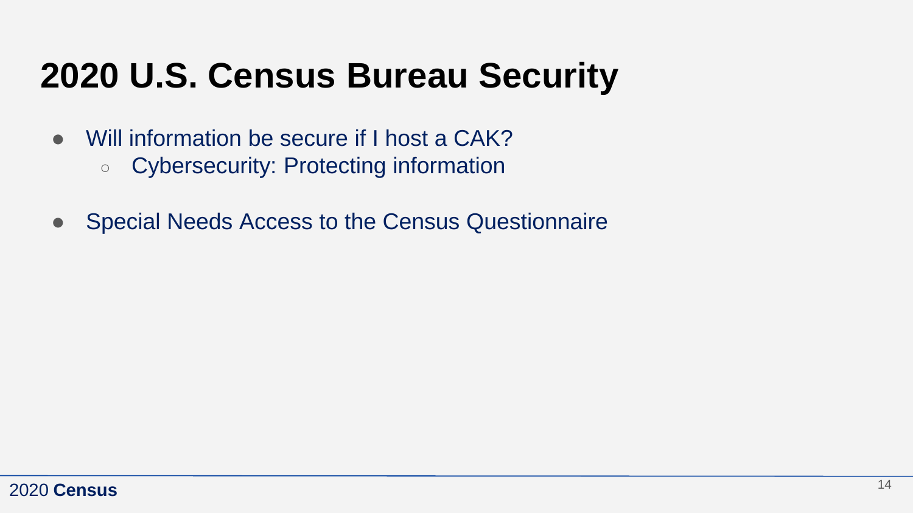# 2020 U.S. Census Bureau Security

- Will information be secure if I host a CAK?
  - Cybersecurity: Protecting information
- Special Needs Access to the Census Questionnaire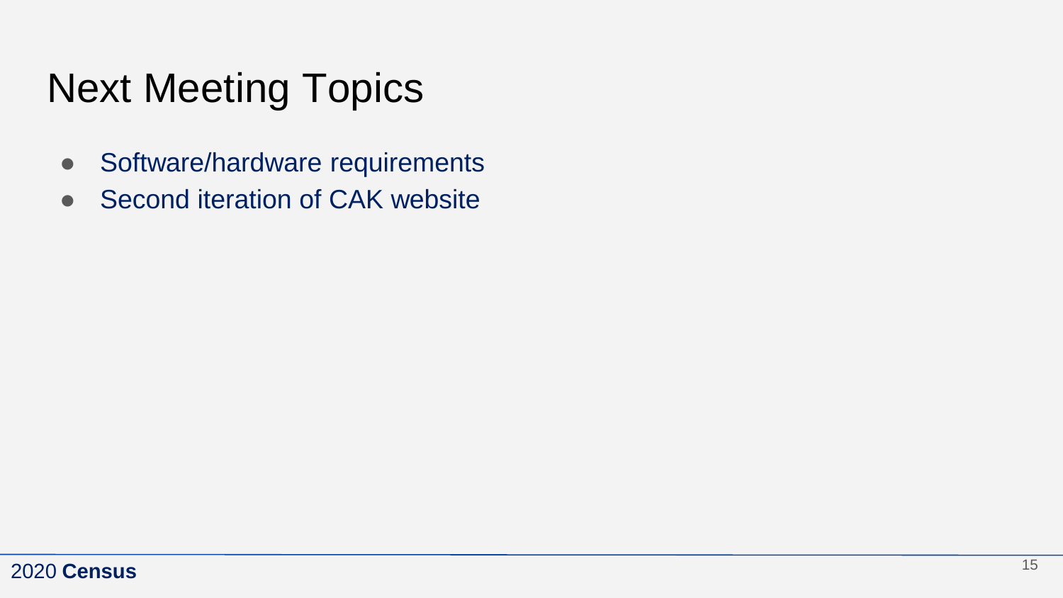# Next Meeting Topics

- Software/hardware requirements
- Second iteration of CAK website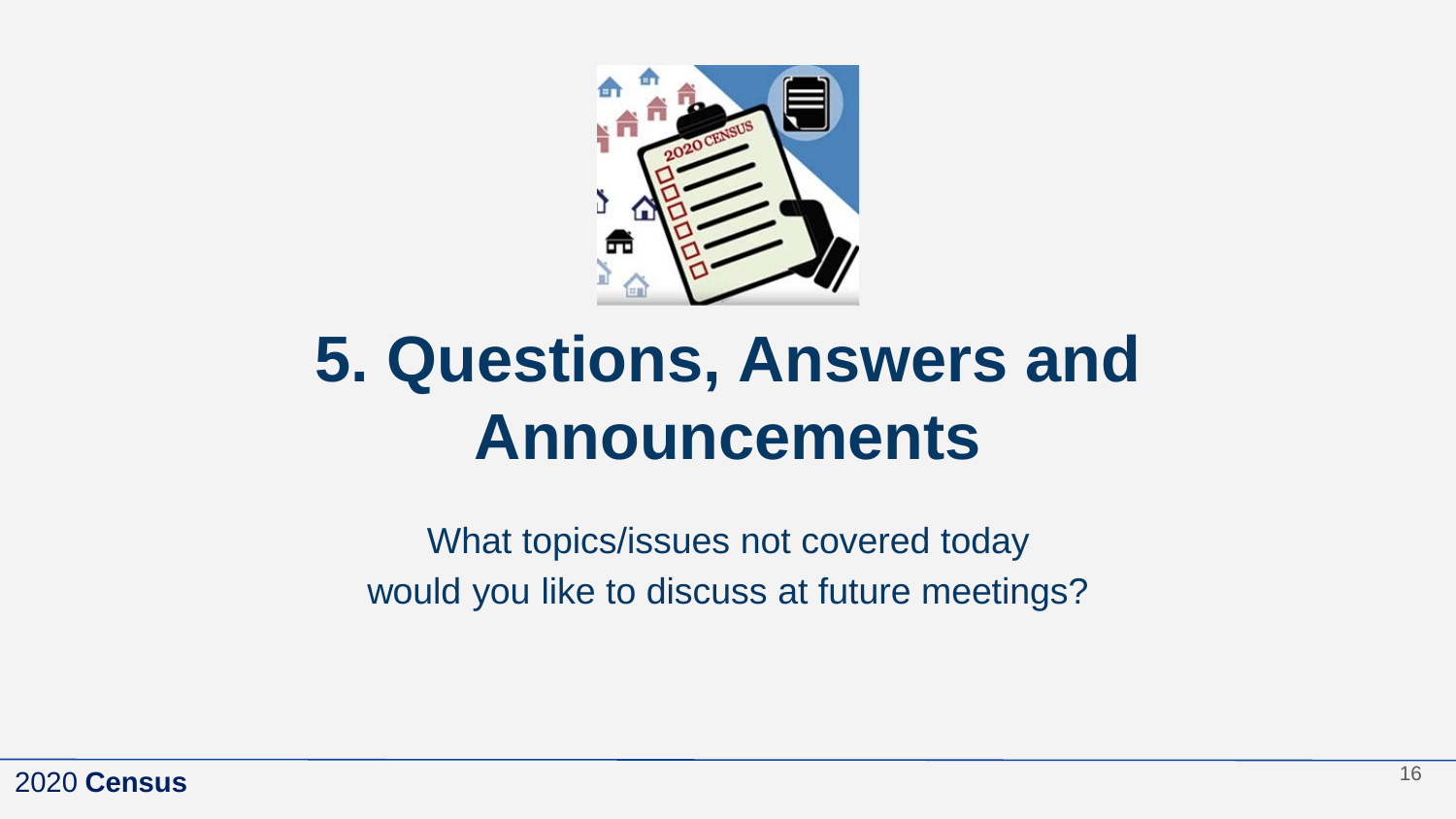# 5. Questions, Answers and Announcements

What topics/issues not covered today would you like to discuss at future meetings?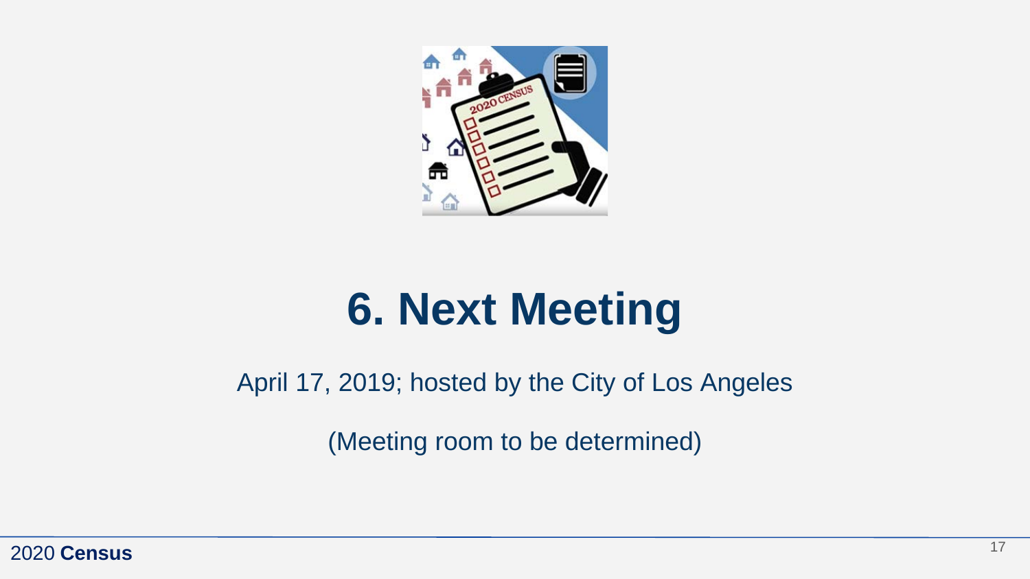# 6. Next Meeting

April 17, 2019; hosted by the City of Los Angeles

(Meeting room to be determined)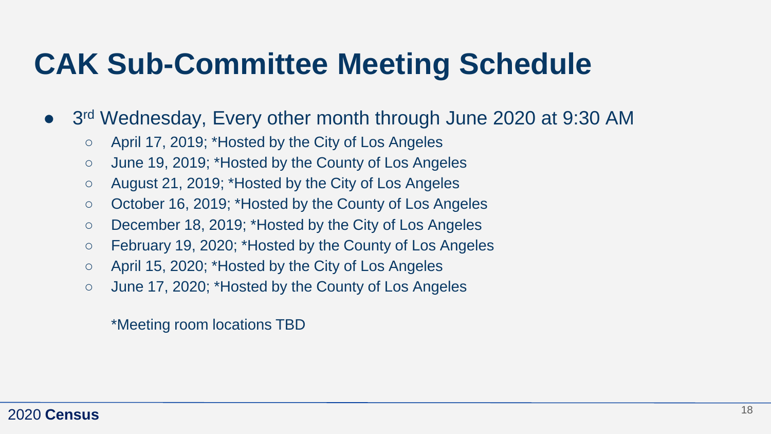# CAK Sub-Committee Meeting Schedule

- 3rd Wednesday, Every other month through June 2020 at 9:30 AM
  - April 17, 2019; *Hosted by the City of Los Angeles
  - June 19, 2019; *Hosted by the County of Los Angeles
  - August 21, 2019; *Hosted by the City of Los Angeles
  - October 16, 2019; *Hosted by the County of Los Angeles
  - December 18, 2019; *Hosted by the City of Los Angeles
  - February 19, 2020; *Hosted by the County of Los Angeles
  - April 15, 2020; *Hosted by the City of Los Angeles
  - June 17, 2020; *Hosted by the County of Los Angeles

  *Meeting room locations TBD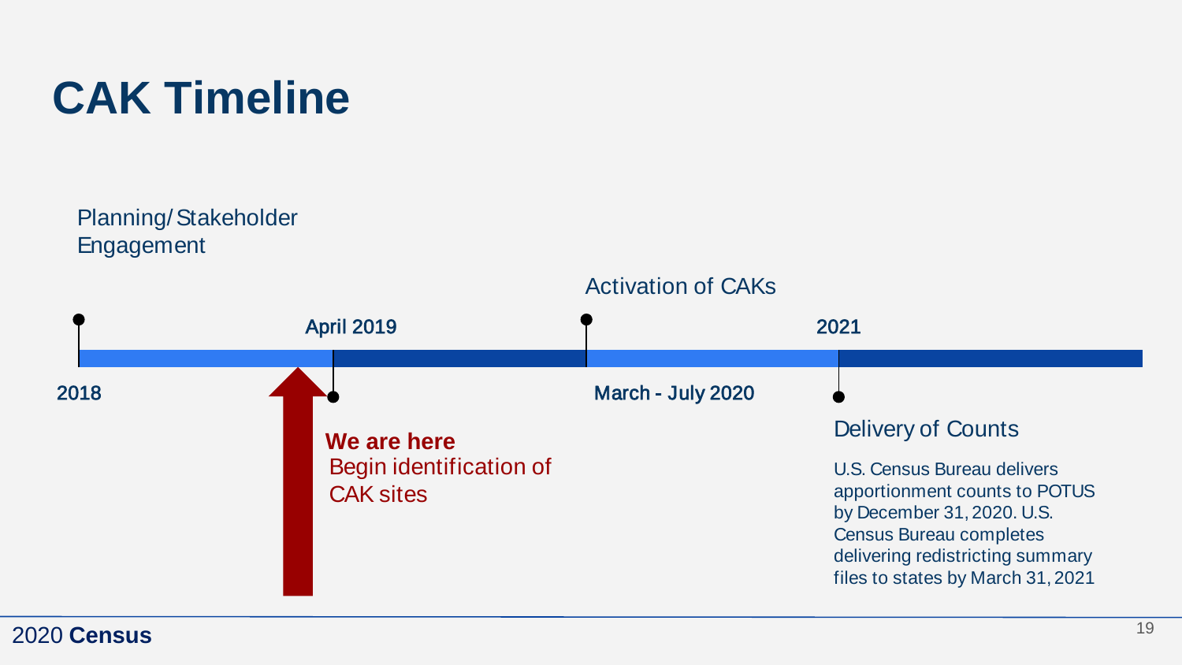# CAK Timeline

Planning/ Stakeholder Engagement

2018

April 2019

**We are here**
Begin identification of CAK sites

Activation of CAKs

March - July 2020

2021

Delivery of Counts

U.S. Census Bureau delivers apportionment counts to POTUS by December 31, 2020. U.S. Census Bureau completes delivering redistricting summary files to states by March 31, 2021

2020 **Census**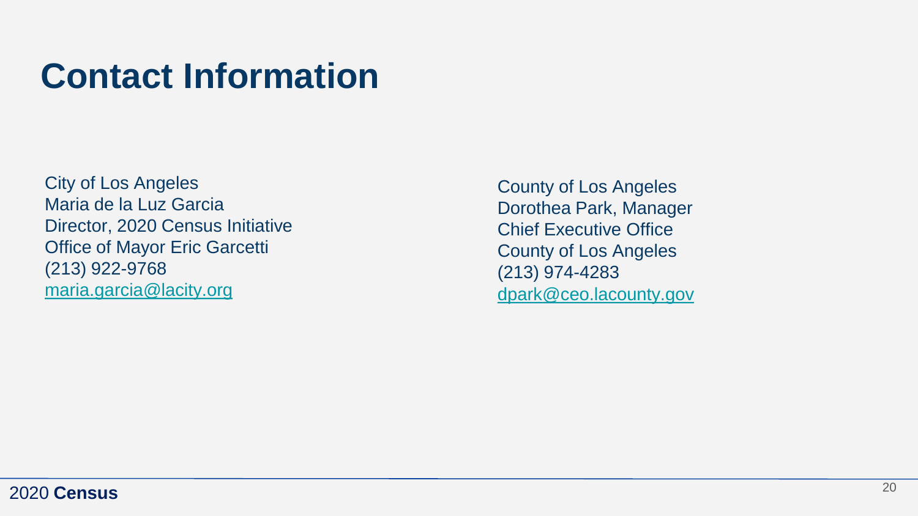# Contact Information

City of Los Angeles
Maria de la Luz Garcia
Director, 2020 Census Initiative
Office of Mayor Eric Garcetti
(213) 922-9768
maria.garcia@lacity.org

County of Los Angeles
Dorothea Park, Manager
Chief Executive Office
County of Los Angeles
(213) 974-4283
dpark@ceo.lacounty.gov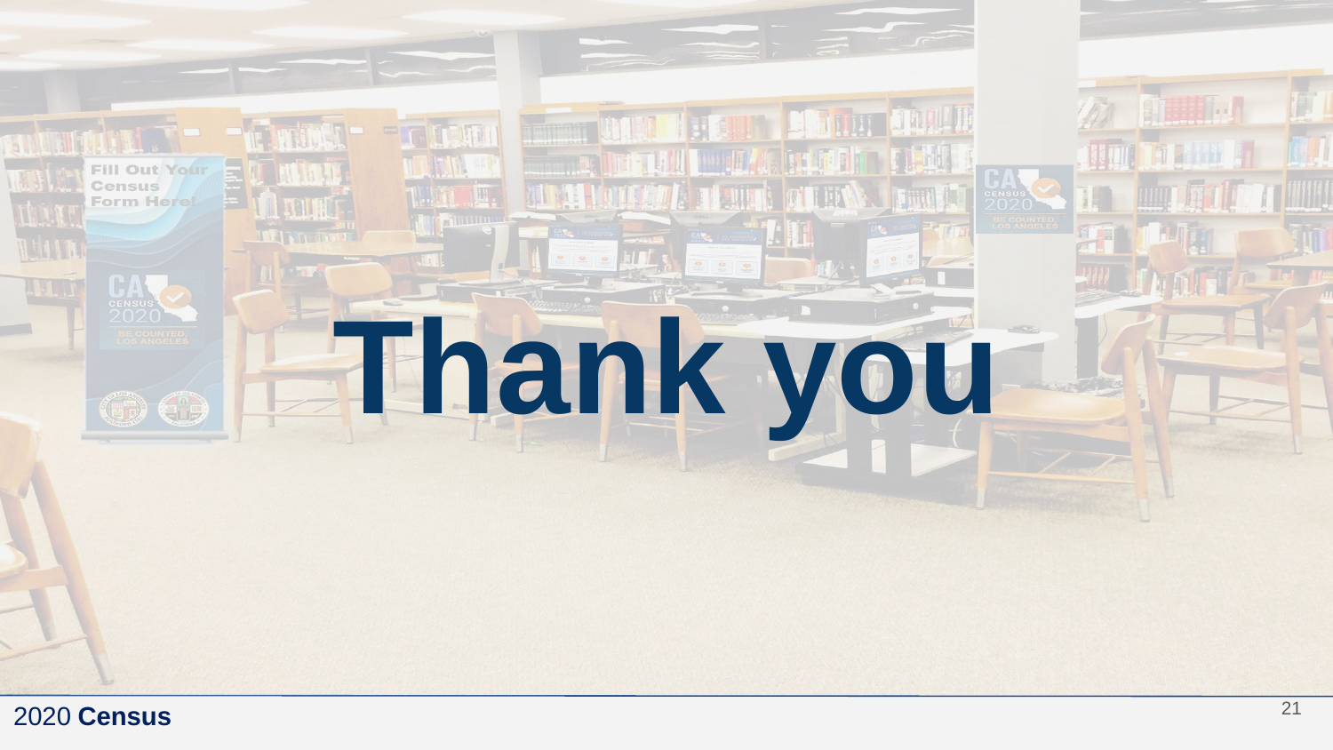# Thank you